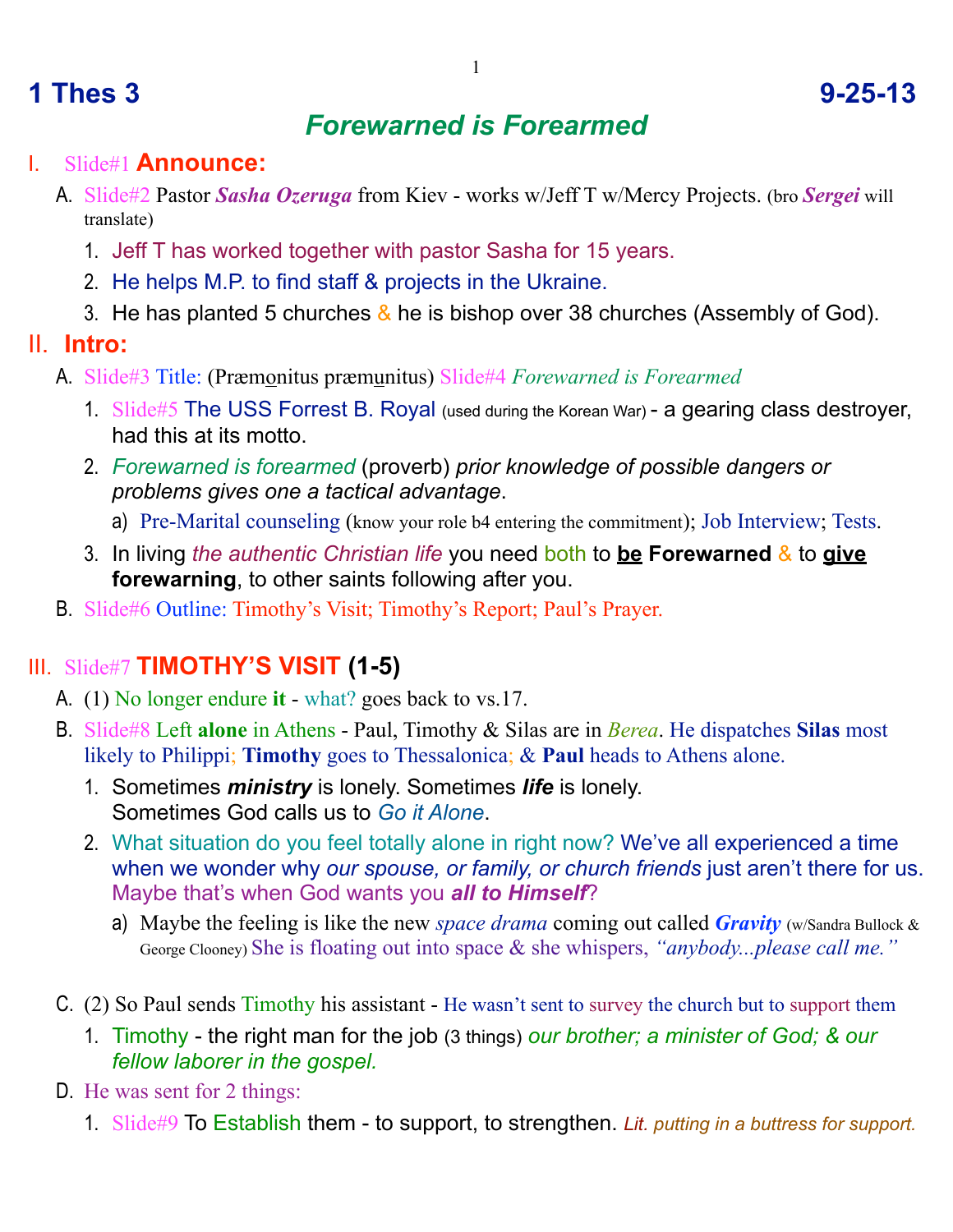# 1 Thes 3 9-25-13

## *Forewarned is Forearmed*

I. Slide#1 **Announce:**

A. Slide#2 Pastor ***Sasha Ozeruga*** from Kiev - works w/Jeff T w/Mercy Projects. (bro ***Sergei*** will translate)

1. Jeff T has worked together with pastor Sasha for 15 years.
2. He helps M.P. to find staff & projects in the Ukraine.
3. He has planted 5 churches & he is bishop over 38 churches (Assembly of God).

II. **Intro:**

A. Slide#3 Title: (Præmonitus præmunitus) Slide#4 *Forewarned is Forearmed*

1. Slide#5 The USS Forrest B. Royal (used during the Korean War) - a gearing class destroyer, had this at its motto.
2. *Forewarned is forearmed* (proverb) *prior knowledge of possible dangers or problems gives one a tactical advantage*.
   a) Pre-Marital counseling (know your role b4 entering the commitment); Job Interview; Tests.
3. In living *the authentic Christian life* you need both to **be Forewarned** & to **give forewarning**, to other saints following after you.

B. Slide#6 Outline: Timothy's Visit; Timothy's Report; Paul's Prayer.

III. Slide#7 **TIMOTHY'S VISIT (1-5)**

A. (1) No longer endure **it** - what? goes back to vs.17.

B. Slide#8 Left **alone** in Athens - Paul, Timothy & Silas are in *Berea*. He dispatches **Silas** most likely to Philippi; **Timothy** goes to Thessalonica; & **Paul** heads to Athens alone.

1. Sometimes ***ministry*** is lonely. Sometimes ***life*** is lonely.
   Sometimes God calls us to *Go it Alone*.
2. What situation do you feel totally alone in right now? We've all experienced a time when we wonder why *our spouse, or family, or church friends* just aren't there for us. Maybe that's when God wants you ***all to Himself***?
   a) Maybe the feeling is like the new *space drama* coming out called ***Gravity*** (w/Sandra Bullock & George Clooney) She is floating out into space & she whispers, *"anybody...please call me."*

C. (2) So Paul sends Timothy his assistant - He wasn't sent to survey the church but to support them

1. Timothy - the right man for the job (3 things) *our brother; a minister of God; & our fellow laborer in the gospel.*

D. He was sent for 2 things:

1. Slide#9 To Establish them - to support, to strengthen. *Lit. putting in a buttress for support.*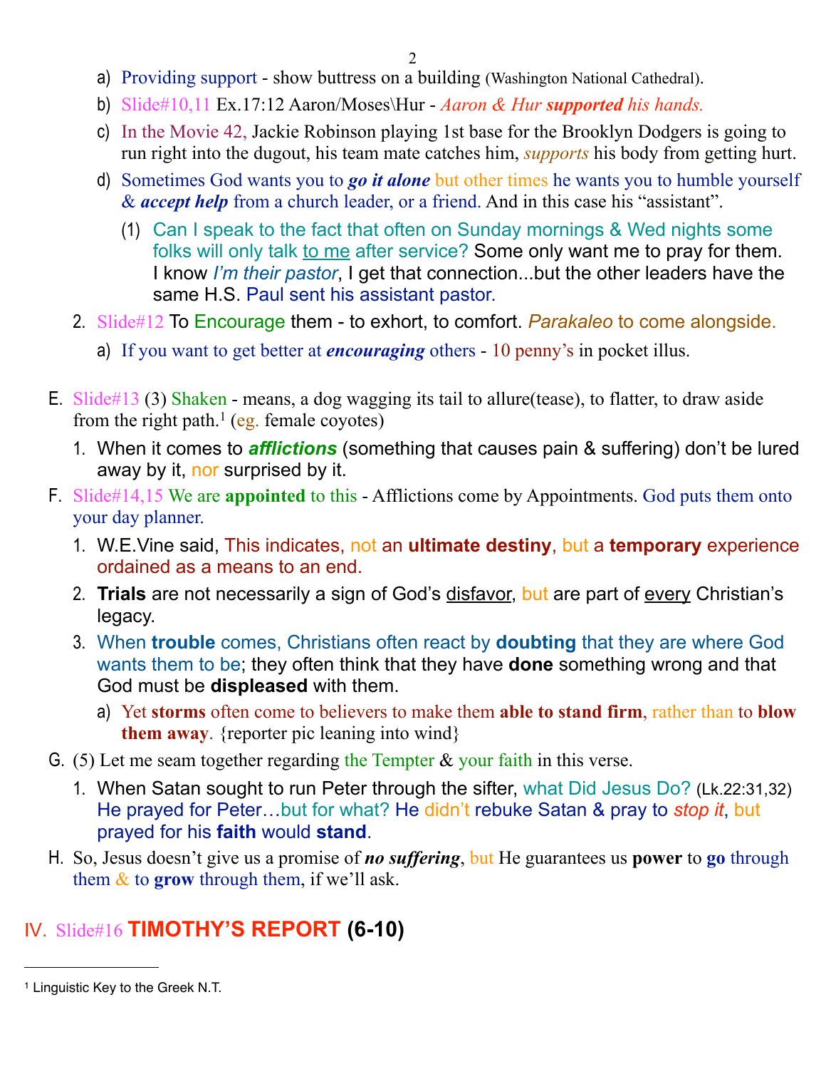a) Providing support - show buttress on a building (Washington National Cathedral).

b) Slide#10,11 Ex.17:12 Aaron/Moses\Hur - *Aaron & Hur **supported** his hands.*

c) In the Movie 42, Jackie Robinson playing 1st base for the Brooklyn Dodgers is going to run right into the dugout, his team mate catches him, *supports* his body from getting hurt.

d) Sometimes God wants you to ***go it alone*** but other times he wants you to humble yourself & ***accept help*** from a church leader, or a friend. And in this case his "assistant".

   (1) Can I speak to the fact that often on Sunday mornings & Wed nights some folks will only talk <u>to me</u> after service? Some only want me to pray for them. I know *I'm their pastor*, I get that connection...but the other leaders have the same H.S. Paul sent his assistant pastor.

2. Slide#12 To Encourage them - to exhort, to comfort. *Parakaleo* to come alongside.

   a) If you want to get better at ***encouraging*** others - 10 penny's in pocket illus.

E. Slide#13 (3) Shaken - means, a dog wagging its tail to allure(tease), to flatter, to draw aside from the right path.[1] (eg. female coyotes)

   1. When it comes to ***afflictions*** (something that causes pain & suffering) don't be lured away by it, nor surprised by it.

F. Slide#14,15 We are **appointed** to this - Afflictions come by Appointments. God puts them onto your day planner.

   1. W.E.Vine said, This indicates, not an **ultimate destiny**, but a **temporary** experience ordained as a means to an end.
   2. **Trials** are not necessarily a sign of God's <u>disfavor</u>, but are part of <u>every</u> Christian's legacy.
   3. When **trouble** comes, Christians often react by **doubting** that they are where God wants them to be; they often think that they have **done** something wrong and that God must be **displeased** with them.

      a) Yet **storms** often come to believers to make them **able to stand firm**, rather than to **blow them away**. {reporter pic leaning into wind}

G. (5) Let me seam together regarding the Tempter & your faith in this verse.

   1. When Satan sought to run Peter through the sifter, what Did Jesus Do? (Lk.22:31,32) He prayed for Peter…but for what? He didn't rebuke Satan & pray to *stop it*, but prayed for his **faith** would **stand**.

H. So, Jesus doesn't give us a promise of ***no suffering***, but He guarantees us **power** to **go** through them & to **grow** through them, if we'll ask.

## IV. Slide#16 TIMOTHY'S REPORT (6-10)

---

[1] Linguistic Key to the Greek N.T.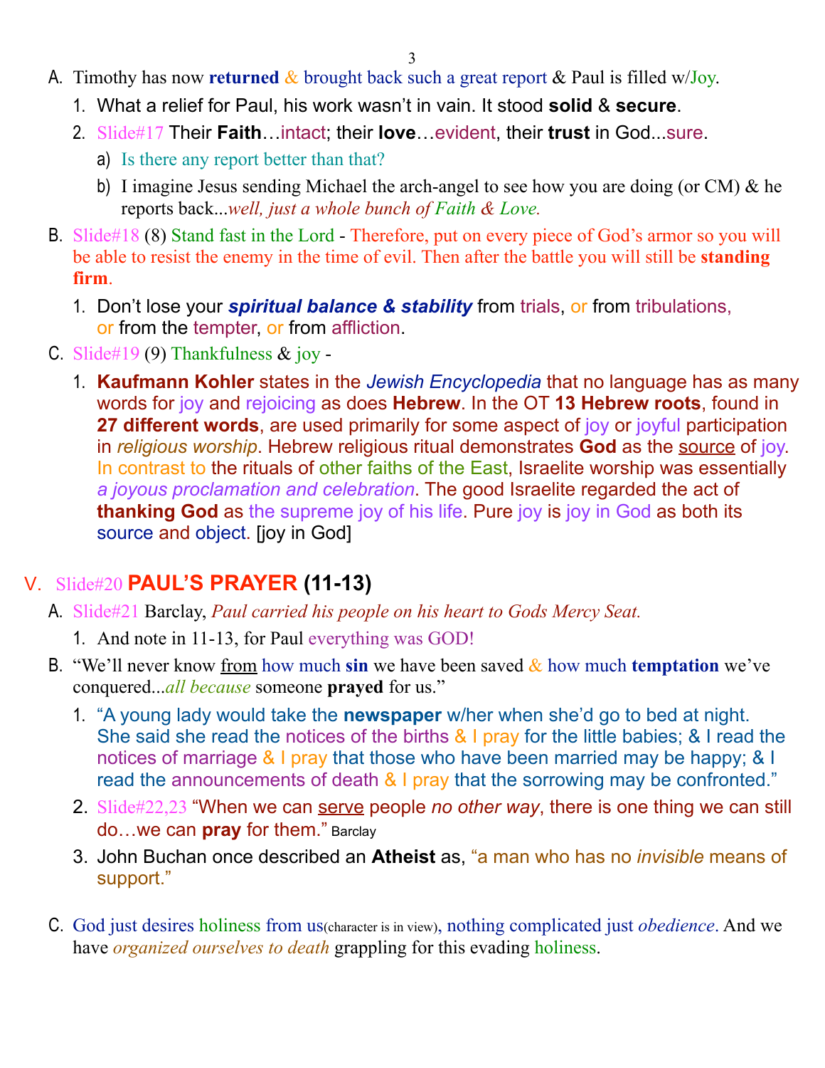A. Timothy has now **returned** & brought back such a great report & Paul is filled w/Joy.

1. What a relief for Paul, his work wasn't in vain. It stood **solid** & **secure**.
2. Slide#17 Their **Faith**…intact; their **love**…evident, their **trust** in God...sure.
   a) Is there any report better than that?
   b) I imagine Jesus sending Michael the arch-angel to see how you are doing (or CM) & he reports back...*well, just a whole bunch of Faith & Love.*

B. Slide#18 (8) Stand fast in the Lord - Therefore, put on every piece of God's armor so you will be able to resist the enemy in the time of evil. Then after the battle you will still be **standing firm**.

1. Don't lose your ***spiritual balance & stability*** from trials, or from tribulations, or from the tempter, or from affliction.

C. Slide#19 (9) Thankfulness & joy -

1. **Kaufmann Kohler** states in the *Jewish Encyclopedia* that no language has as many words for joy and rejoicing as does **Hebrew**. In the OT **13 Hebrew roots**, found in **27 different words**, are used primarily for some aspect of joy or joyful participation in *religious worship*. Hebrew religious ritual demonstrates **God** as the source of joy. In contrast to the rituals of other faiths of the East, Israelite worship was essentially *a joyous proclamation and celebration*. The good Israelite regarded the act of **thanking God** as the supreme joy of his life. Pure joy is joy in God as both its source and object. [joy in God]

## V. Slide#20 PAUL'S PRAYER (11-13)

A. Slide#21 Barclay, *Paul carried his people on his heart to Gods Mercy Seat.*

1. And note in 11-13, for Paul everything was GOD!

B. "We'll never know from how much **sin** we have been saved & how much **temptation** we've conquered...*all because* someone **prayed** for us."

1. "A young lady would take the **newspaper** w/her when she'd go to bed at night. She said she read the notices of the births & I pray for the little babies; & I read the notices of marriage & I pray that those who have been married may be happy; & I read the announcements of death & I pray that the sorrowing may be confronted."
2. Slide#22,23 "When we can serve people *no other way*, there is one thing we can still do…we can **pray** for them." Barclay
3. John Buchan once described an **Atheist** as, "a man who has no *invisible* means of support."

C. God just desires holiness from us(character is in view), nothing complicated just *obedience*. And we have *organized ourselves to death* grappling for this evading holiness.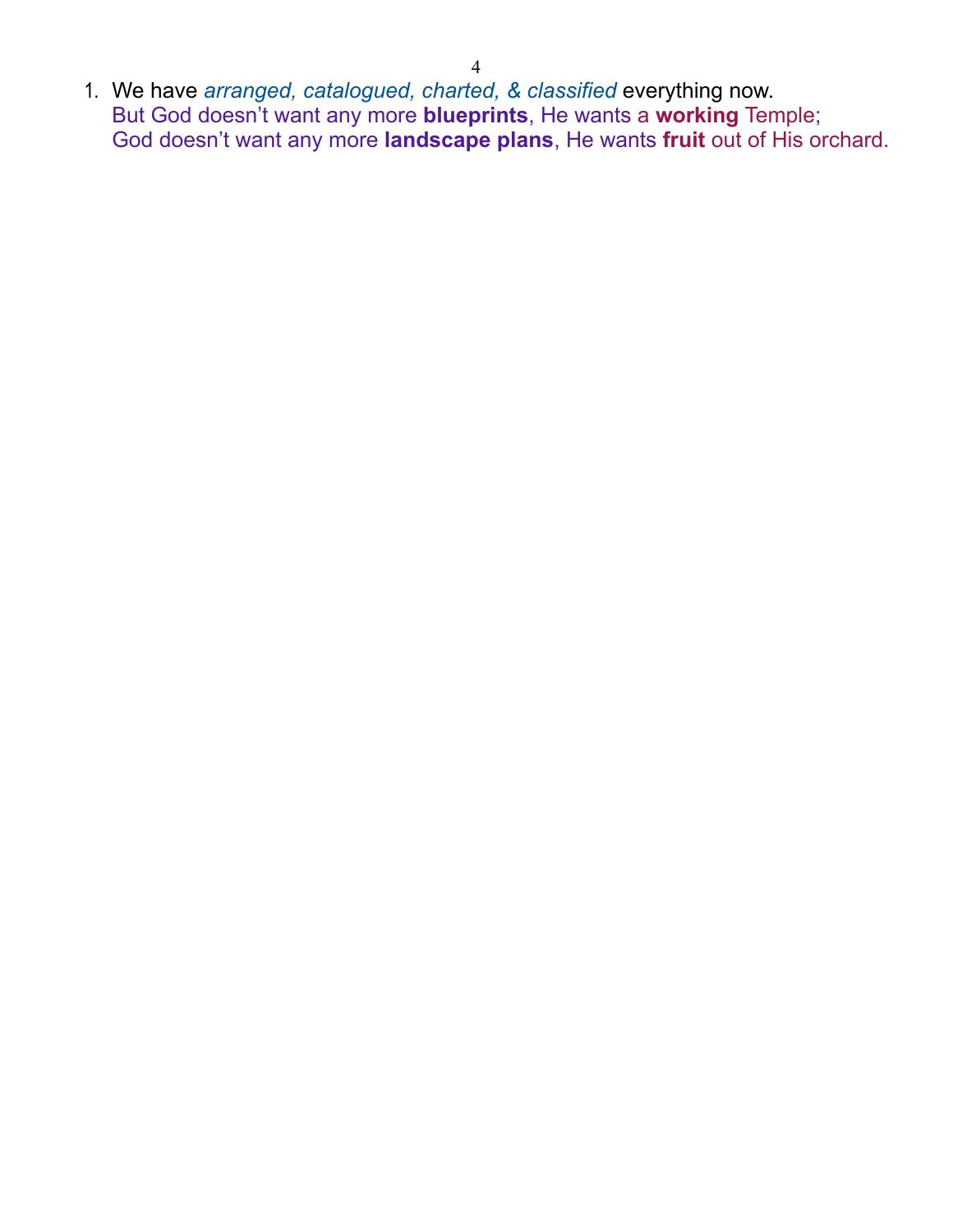1. We have *arranged, catalogued, charted, & classified* everything now.
   But God doesn't want any more **blueprints**, He wants a **working** Temple;
   God doesn't want any more **landscape plans**, He wants **fruit** out of His orchard.